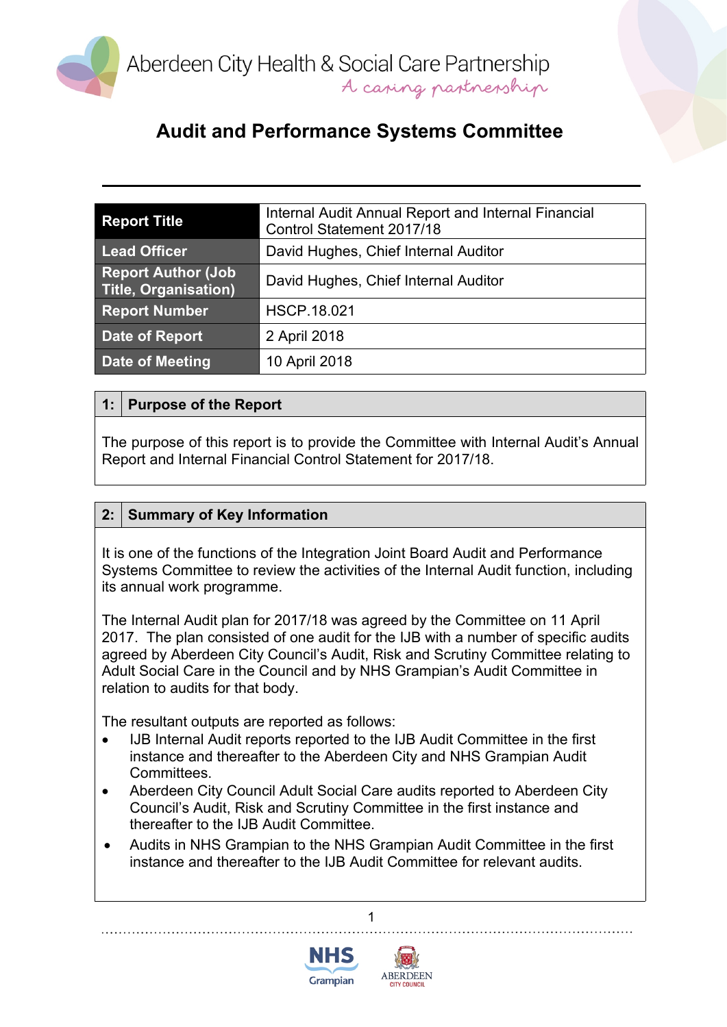Aberdeen City Health & Social Care Partnership

*A caring partnership*

# Audit and Performance Systems Committee

| Report Title | Internal Audit Annual Report and Internal Financial Control Statement 2017/18 |
|---|---|
| Lead Officer | David Hughes, Chief Internal Auditor |
| Report Author (Job Title, Organisation) | David Hughes, Chief Internal Auditor |
| Report Number | HSCP.18.021 |
| Date of Report | 2 April 2018 |
| Date of Meeting | 10 April 2018 |

## 1: Purpose of the Report

The purpose of this report is to provide the Committee with Internal Audit's Annual Report and Internal Financial Control Statement for 2017/18.

## 2: Summary of Key Information

It is one of the functions of the Integration Joint Board Audit and Performance Systems Committee to review the activities of the Internal Audit function, including its annual work programme.

The Internal Audit plan for 2017/18 was agreed by the Committee on 11 April 2017. The plan consisted of one audit for the IJB with a number of specific audits agreed by Aberdeen City Council's Audit, Risk and Scrutiny Committee relating to Adult Social Care in the Council and by NHS Grampian's Audit Committee in relation to audits for that body.

The resultant outputs are reported as follows:

- IJB Internal Audit reports reported to the IJB Audit Committee in the first instance and thereafter to the Aberdeen City and NHS Grampian Audit Committees.
- Aberdeen City Council Adult Social Care audits reported to Aberdeen City Council's Audit, Risk and Scrutiny Committee in the first instance and thereafter to the IJB Audit Committee.
- Audits in NHS Grampian to the NHS Grampian Audit Committee in the first instance and thereafter to the IJB Audit Committee for relevant audits.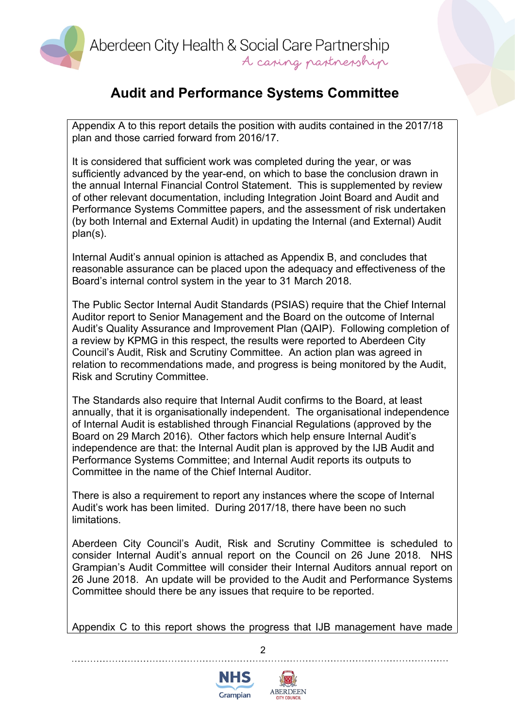# Audit and Performance Systems Committee

Appendix A to this report details the position with audits contained in the 2017/18 plan and those carried forward from 2016/17.

It is considered that sufficient work was completed during the year, or was sufficiently advanced by the year-end, on which to base the conclusion drawn in the annual Internal Financial Control Statement. This is supplemented by review of other relevant documentation, including Integration Joint Board and Audit and Performance Systems Committee papers, and the assessment of risk undertaken (by both Internal and External Audit) in updating the Internal (and External) Audit plan(s).

Internal Audit's annual opinion is attached as Appendix B, and concludes that reasonable assurance can be placed upon the adequacy and effectiveness of the Board's internal control system in the year to 31 March 2018.

The Public Sector Internal Audit Standards (PSIAS) require that the Chief Internal Auditor report to Senior Management and the Board on the outcome of Internal Audit's Quality Assurance and Improvement Plan (QAIP). Following completion of a review by KPMG in this respect, the results were reported to Aberdeen City Council's Audit, Risk and Scrutiny Committee. An action plan was agreed in relation to recommendations made, and progress is being monitored by the Audit, Risk and Scrutiny Committee.

The Standards also require that Internal Audit confirms to the Board, at least annually, that it is organisationally independent. The organisational independence of Internal Audit is established through Financial Regulations (approved by the Board on 29 March 2016). Other factors which help ensure Internal Audit's independence are that: the Internal Audit plan is approved by the IJB Audit and Performance Systems Committee; and Internal Audit reports its outputs to Committee in the name of the Chief Internal Auditor.

There is also a requirement to report any instances where the scope of Internal Audit's work has been limited. During 2017/18, there have been no such limitations.

Aberdeen City Council's Audit, Risk and Scrutiny Committee is scheduled to consider Internal Audit's annual report on the Council on 26 June 2018. NHS Grampian's Audit Committee will consider their Internal Auditors annual report on 26 June 2018. An update will be provided to the Audit and Performance Systems Committee should there be any issues that require to be reported.

Appendix C to this report shows the progress that IJB management have made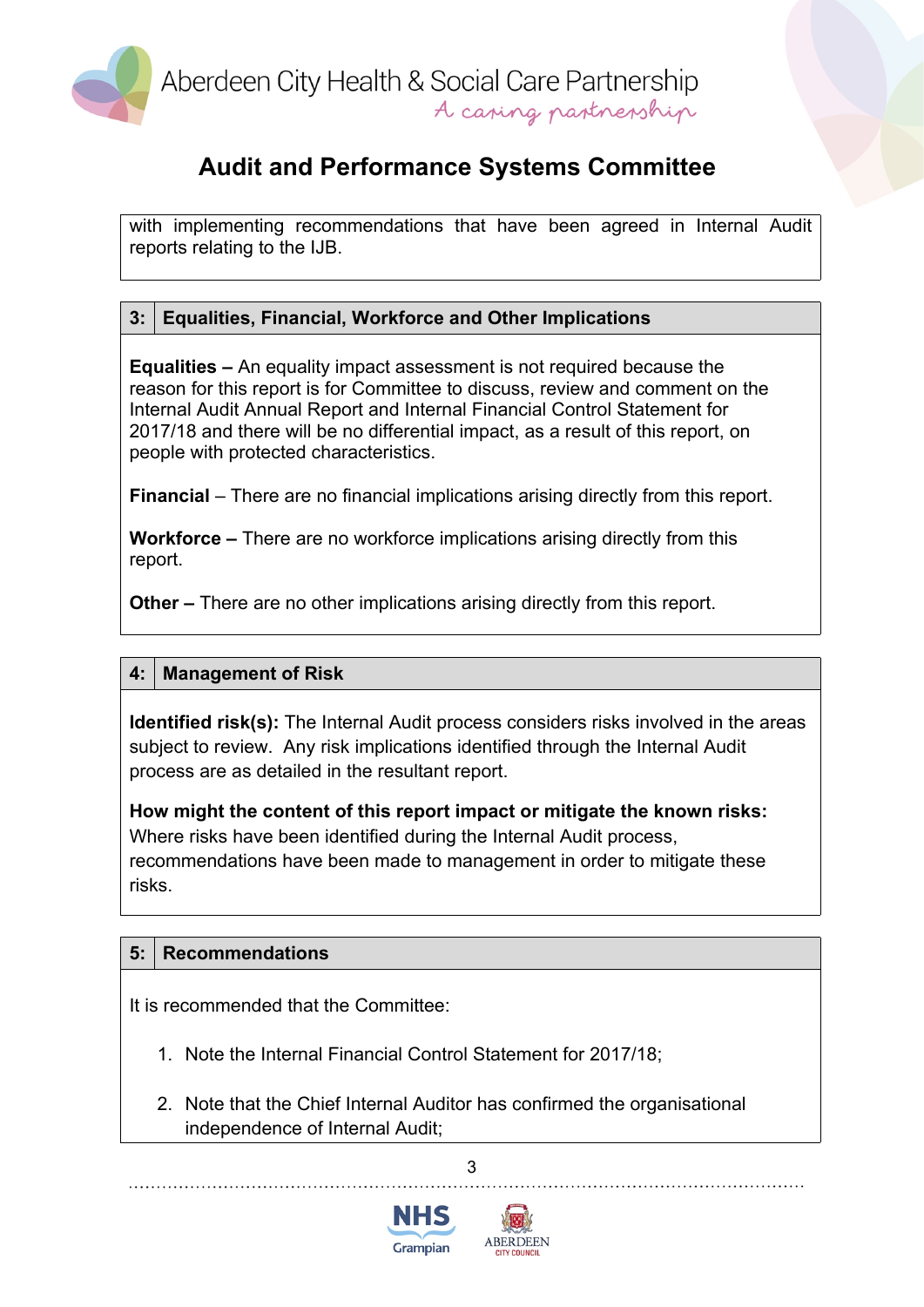with implementing recommendations that have been agreed in Internal Audit reports relating to the IJB.

## 3: Equalities, Financial, Workforce and Other Implications

**Equalities –** An equality impact assessment is not required because the reason for this report is for Committee to discuss, review and comment on the Internal Audit Annual Report and Internal Financial Control Statement for 2017/18 and there will be no differential impact, as a result of this report, on people with protected characteristics.

**Financial** – There are no financial implications arising directly from this report.

**Workforce –** There are no workforce implications arising directly from this report.

**Other –** There are no other implications arising directly from this report.

## 4: Management of Risk

**Identified risk(s):** The Internal Audit process considers risks involved in the areas subject to review. Any risk implications identified through the Internal Audit process are as detailed in the resultant report.

**How might the content of this report impact or mitigate the known risks:** Where risks have been identified during the Internal Audit process, recommendations have been made to management in order to mitigate these risks.

## 5: Recommendations

It is recommended that the Committee:

1. Note the Internal Financial Control Statement for 2017/18;
2. Note that the Chief Internal Auditor has confirmed the organisational independence of Internal Audit;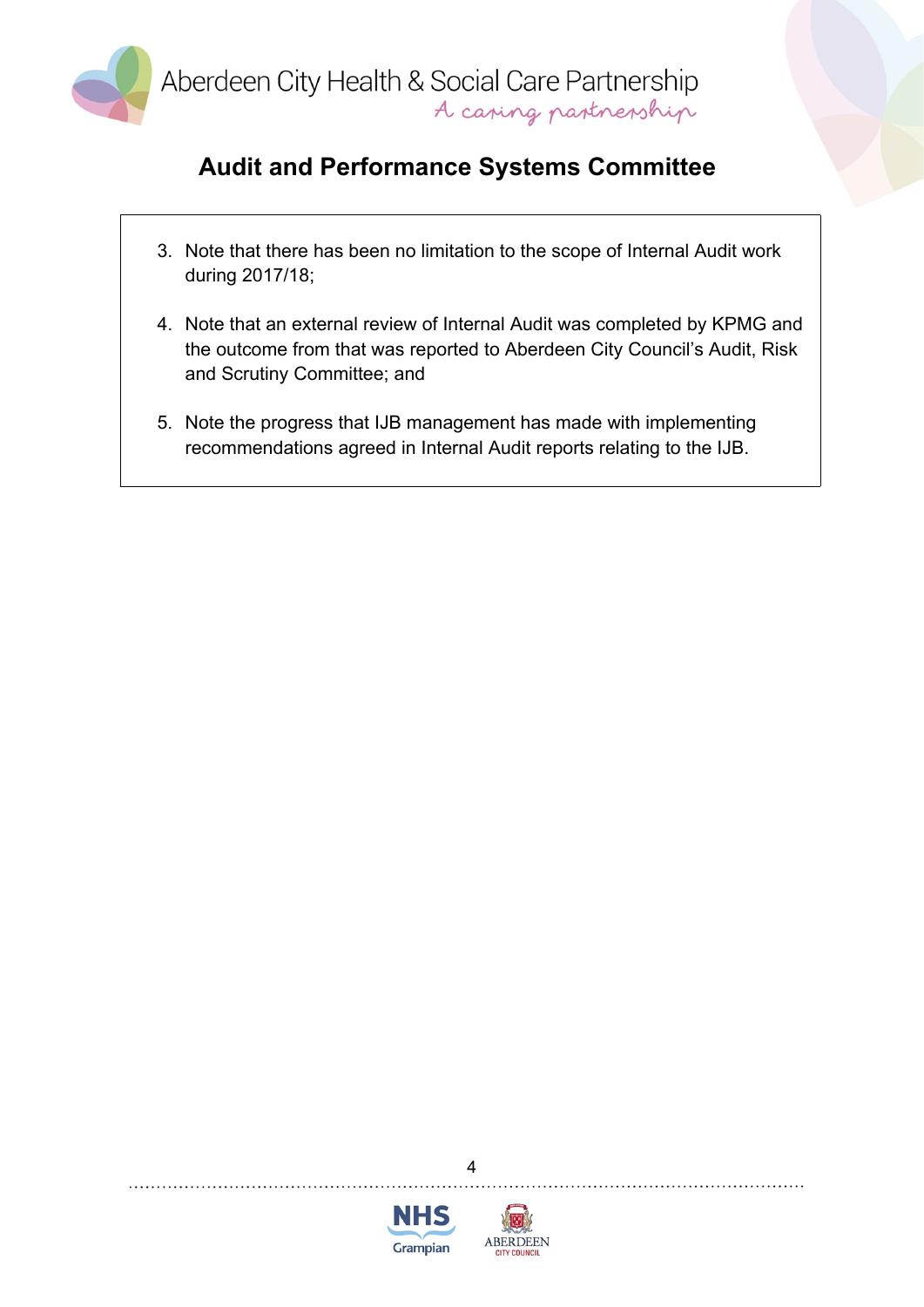3. Note that there has been no limitation to the scope of Internal Audit work during 2017/18;

4. Note that an external review of Internal Audit was completed by KPMG and the outcome from that was reported to Aberdeen City Council's Audit, Risk and Scrutiny Committee; and

5. Note the progress that IJB management has made with implementing recommendations agreed in Internal Audit reports relating to the IJB.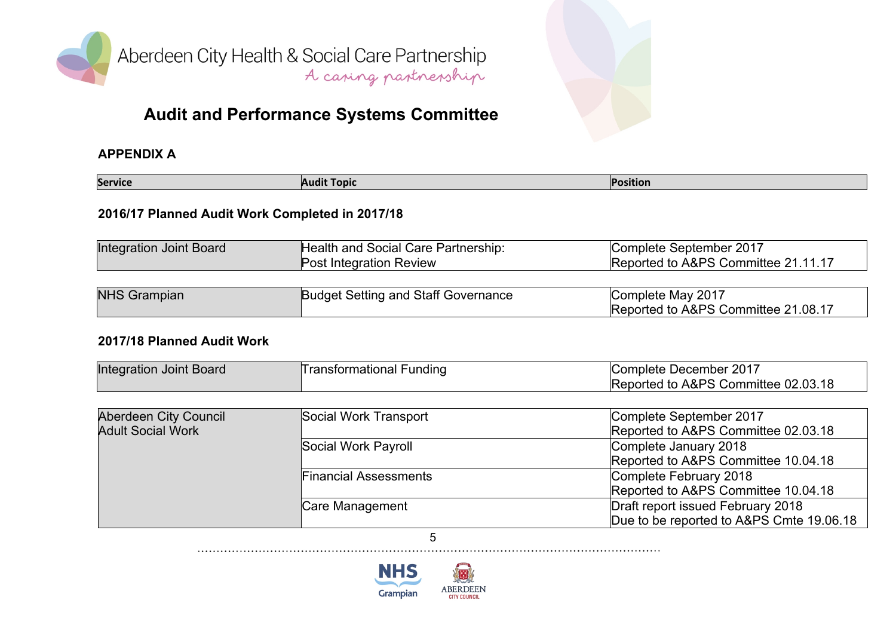Aberdeen City Health & Social Care Partnership

A caring partnership

# Audit and Performance Systems Committee

**APPENDIX A**

| Service | Audit Topic | Position |
|---|---|---|

### 2016/17 Planned Audit Work Completed in 2017/18

| Service | Audit Topic | Position |
|---|---|---|
| Integration Joint Board | Health and Social Care Partnership: Post Integration Review | Complete September 2017 Reported to A&PS Committee 21.11.17 |
| NHS Grampian | Budget Setting and Staff Governance | Complete May 2017 Reported to A&PS Committee 21.08.17 |

### 2017/18 Planned Audit Work

| Service | Audit Topic | Position |
|---|---|---|
| Integration Joint Board | Transformational Funding | Complete December 2017 Reported to A&PS Committee 02.03.18 |
| Aberdeen City Council Adult Social Work | Social Work Transport | Complete September 2017 Reported to A&PS Committee 02.03.18 |
| | Social Work Payroll | Complete January 2018 Reported to A&PS Committee 10.04.18 |
| | Financial Assessments | Complete February 2018 Reported to A&PS Committee 10.04.18 |
| | Care Management | Draft report issued February 2018 Due to be reported to A&PS Cmte 19.06.18 |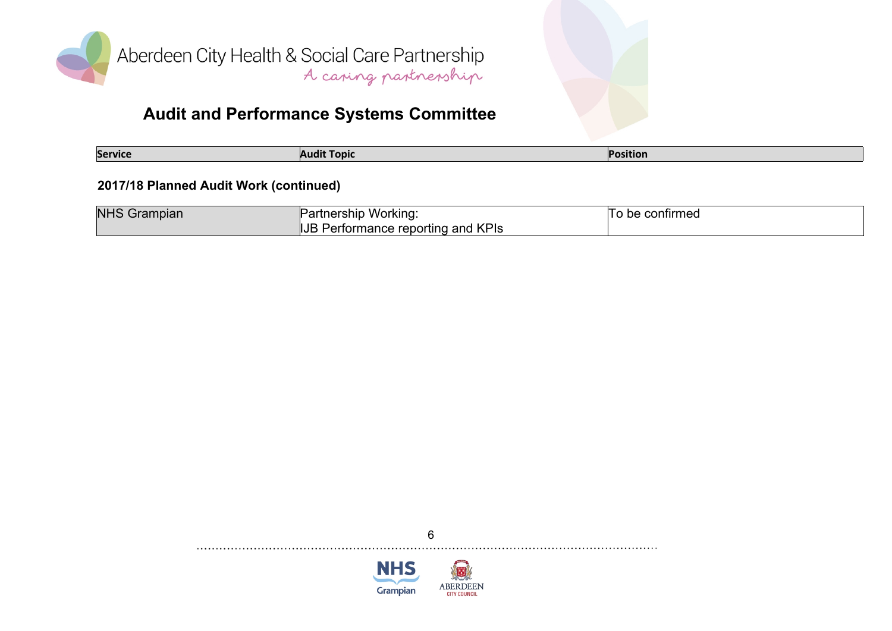# Audit and Performance Systems Committee

| Service | Audit Topic | Position |
|---|---|---|

**2017/18 Planned Audit Work (continued)**

| Service | Audit Topic | Position |
|---|---|---|
| NHS Grampian | Partnership Working:<br>IJB Performance reporting and KPIs | To be confirmed |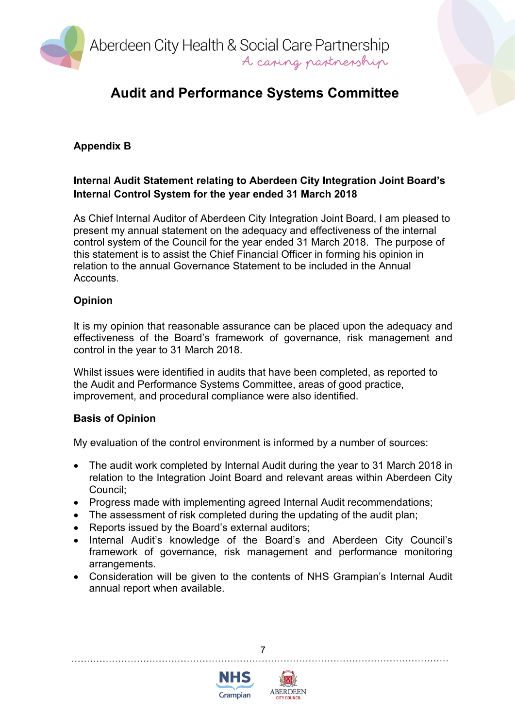# Audit and Performance Systems Committee

## Appendix B

### Internal Audit Statement relating to Aberdeen City Integration Joint Board's Internal Control System for the year ended 31 March 2018

As Chief Internal Auditor of Aberdeen City Integration Joint Board, I am pleased to present my annual statement on the adequacy and effectiveness of the internal control system of the Council for the year ended 31 March 2018. The purpose of this statement is to assist the Chief Financial Officer in forming his opinion in relation to the annual Governance Statement to be included in the Annual Accounts.

### Opinion

It is my opinion that reasonable assurance can be placed upon the adequacy and effectiveness of the Board's framework of governance, risk management and control in the year to 31 March 2018.

Whilst issues were identified in audits that have been completed, as reported to the Audit and Performance Systems Committee, areas of good practice, improvement, and procedural compliance were also identified.

### Basis of Opinion

My evaluation of the control environment is informed by a number of sources:

- The audit work completed by Internal Audit during the year to 31 March 2018 in relation to the Integration Joint Board and relevant areas within Aberdeen City Council;
- Progress made with implementing agreed Internal Audit recommendations;
- The assessment of risk completed during the updating of the audit plan;
- Reports issued by the Board's external auditors;
- Internal Audit's knowledge of the Board's and Aberdeen City Council's framework of governance, risk management and performance monitoring arrangements.
- Consideration will be given to the contents of NHS Grampian's Internal Audit annual report when available.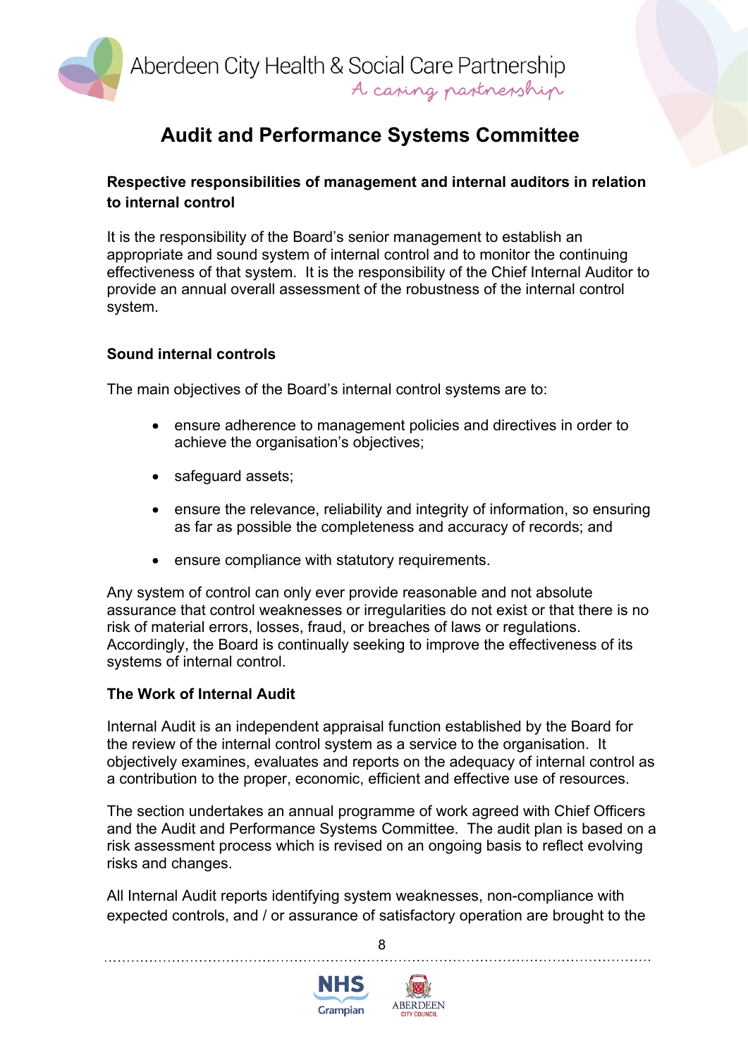## Audit and Performance Systems Committee

**Respective responsibilities of management and internal auditors in relation to internal control**

It is the responsibility of the Board's senior management to establish an appropriate and sound system of internal control and to monitor the continuing effectiveness of that system. It is the responsibility of the Chief Internal Auditor to provide an annual overall assessment of the robustness of the internal control system.

**Sound internal controls**

The main objectives of the Board's internal control systems are to:

- ensure adherence to management policies and directives in order to achieve the organisation's objectives;
- safeguard assets;
- ensure the relevance, reliability and integrity of information, so ensuring as far as possible the completeness and accuracy of records; and
- ensure compliance with statutory requirements.

Any system of control can only ever provide reasonable and not absolute assurance that control weaknesses or irregularities do not exist or that there is no risk of material errors, losses, fraud, or breaches of laws or regulations. Accordingly, the Board is continually seeking to improve the effectiveness of its systems of internal control.

**The Work of Internal Audit**

Internal Audit is an independent appraisal function established by the Board for the review of the internal control system as a service to the organisation. It objectively examines, evaluates and reports on the adequacy of internal control as a contribution to the proper, economic, efficient and effective use of resources.

The section undertakes an annual programme of work agreed with Chief Officers and the Audit and Performance Systems Committee. The audit plan is based on a risk assessment process which is revised on an ongoing basis to reflect evolving risks and changes.

All Internal Audit reports identifying system weaknesses, non-compliance with expected controls, and / or assurance of satisfactory operation are brought to the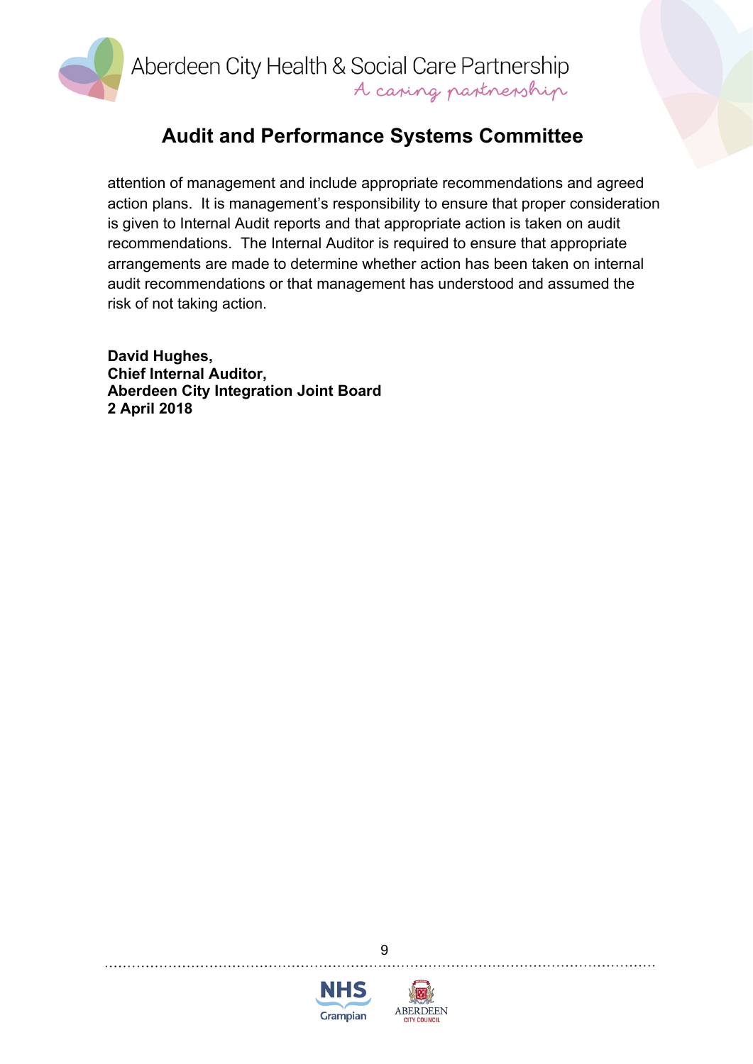attention of management and include appropriate recommendations and agreed action plans. It is management's responsibility to ensure that proper consideration is given to Internal Audit reports and that appropriate action is taken on audit recommendations. The Internal Auditor is required to ensure that appropriate arrangements are made to determine whether action has been taken on internal audit recommendations or that management has understood and assumed the risk of not taking action.

**David Hughes,**
**Chief Internal Auditor,**
**Aberdeen City Integration Joint Board**
**2 April 2018**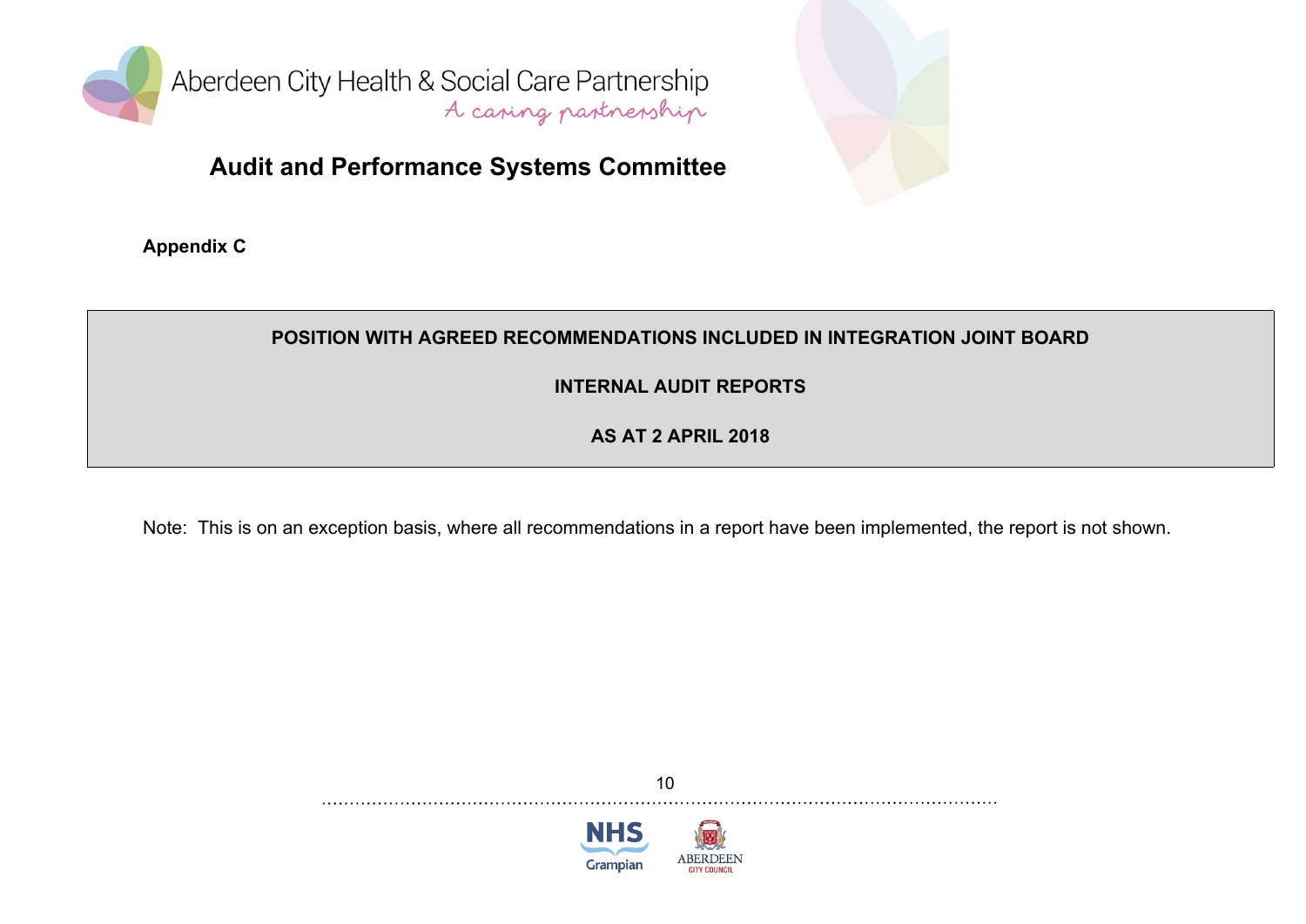Aberdeen City Health & Social Care Partnership

*A caring partnership*

## Audit and Performance Systems Committee

**Appendix C**

**POSITION WITH AGREED RECOMMENDATIONS INCLUDED IN INTEGRATION JOINT BOARD**

**INTERNAL AUDIT REPORTS**

**AS AT 2 APRIL 2018**

Note: This is on an exception basis, where all recommendations in a report have been implemented, the report is not shown.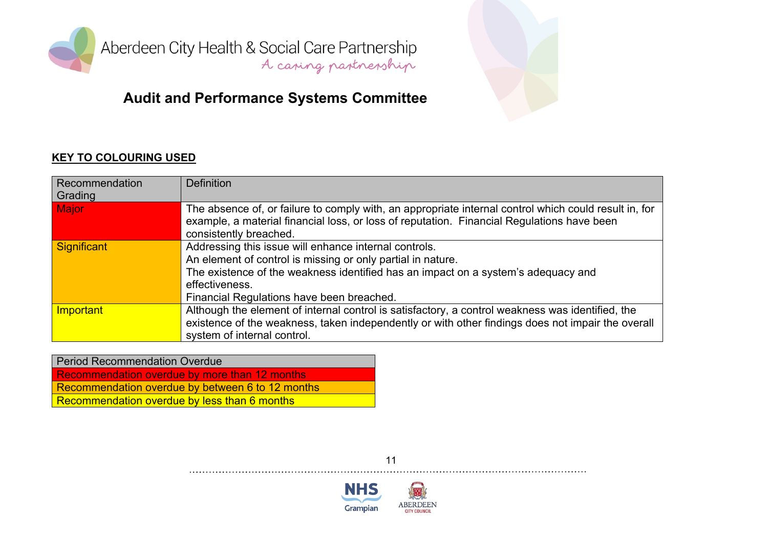Aberdeen City Health & Social Care Partnership

A caring partnership

## Audit and Performance Systems Committee

**KEY TO COLOURING USED**

| Recommendation Grading | Definition |
|---|---|
| Major | The absence of, or failure to comply with, an appropriate internal control which could result in, for example, a material financial loss, or loss of reputation. Financial Regulations have been consistently breached. |
| Significant | Addressing this issue will enhance internal controls.<br>An element of control is missing or only partial in nature.<br>The existence of the weakness identified has an impact on a system's adequacy and effectiveness.<br>Financial Regulations have been breached. |
| Important | Although the element of internal control is satisfactory, a control weakness was identified, the existence of the weakness, taken independently or with other findings does not impair the overall system of internal control. |

| Period Recommendation Overdue |
|---|
| Recommendation overdue by more than 12 months |
| Recommendation overdue by between 6 to 12 months |
| Recommendation overdue by less than 6 months |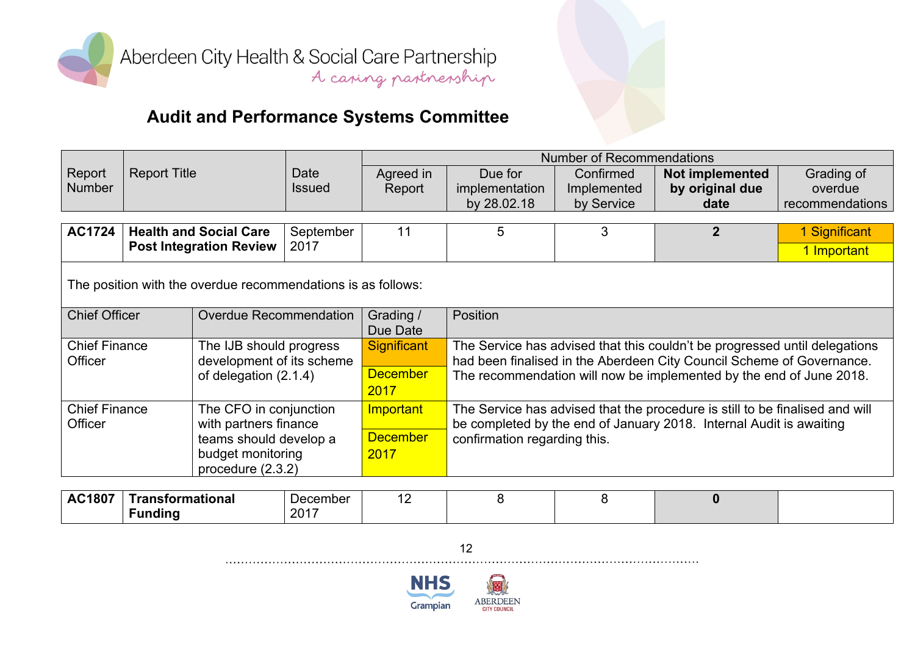Aberdeen City Health & Social Care Partnership

*A caring partnership*

## Audit and Performance Systems Committee

| Report Number | Report Title | Date Issued | Number of Recommendations | | | | |
|---|---|---|---|---|---|---|---|
| | | | Agreed in Report | Due for implementation by 28.02.18 | Confirmed Implemented by Service | **Not implemented by original due date** | Grading of overdue recommendations |
| **AC1724** | **Health and Social Care Post Integration Review** | September 2017 | 11 | 5 | 3 | **2** | 1 Significant<br>1 Important |

The position with the overdue recommendations is as follows:

| Chief Officer | Overdue Recommendation | Grading / Due Date | Position |
|---|---|---|---|
| Chief Finance Officer | The IJB should progress development of its scheme of delegation (2.1.4) | Significant<br>December 2017 | The Service has advised that this couldn't be progressed until delegations had been finalised in the Aberdeen City Council Scheme of Governance. The recommendation will now be implemented by the end of June 2018. |
| Chief Finance Officer | The CFO in conjunction with partners finance teams should develop a budget monitoring procedure (2.3.2) | Important<br>December 2017 | The Service has advised that the procedure is still to be finalised and will be completed by the end of January 2018. Internal Audit is awaiting confirmation regarding this. |

| Report Number | Report Title | Date Issued | Agreed in Report | Due for implementation by 28.02.18 | Confirmed Implemented by Service | Not implemented by original due date | Grading of overdue recommendations |
|---|---|---|---|---|---|---|---|
| **AC1807** | **Transformational Funding** | December 2017 | 12 | 8 | 8 | **0** | |